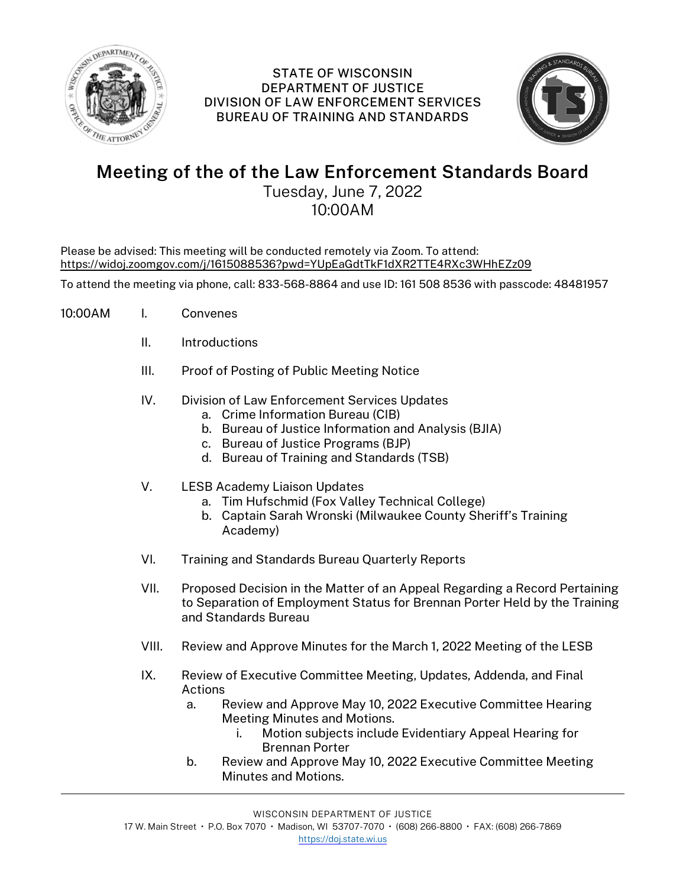STATE OF WISCONSIN
DEPARTMENT OF JUSTICE
DIVISION OF LAW ENFORCEMENT SERVICES
BUREAU OF TRAINING AND STANDARDS

# Meeting of the of the Law Enforcement Standards Board

Tuesday, June 7, 2022
10:00AM

Please be advised: This meeting will be conducted remotely via Zoom. To attend:
https://widoj.zoomgov.com/j/1615088536?pwd=YUpEaGdtTkF1dXR2TTE4RXc3WHhEZz09

To attend the meeting via phone, call: 833-568-8864 and use ID: 161 508 8536 with passcode: 48481957

10:00AM

I. Convenes

II. Introductions

III. Proof of Posting of Public Meeting Notice

IV. Division of Law Enforcement Services Updates
   a. Crime Information Bureau (CIB)
   b. Bureau of Justice Information and Analysis (BJIA)
   c. Bureau of Justice Programs (BJP)
   d. Bureau of Training and Standards (TSB)

V. LESB Academy Liaison Updates
   a. Tim Hufschmid (Fox Valley Technical College)
   b. Captain Sarah Wronski (Milwaukee County Sheriff's Training Academy)

VI. Training and Standards Bureau Quarterly Reports

VII. Proposed Decision in the Matter of an Appeal Regarding a Record Pertaining to Separation of Employment Status for Brennan Porter Held by the Training and Standards Bureau

VIII. Review and Approve Minutes for the March 1, 2022 Meeting of the LESB

IX. Review of Executive Committee Meeting, Updates, Addenda, and Final Actions
   a. Review and Approve May 10, 2022 Executive Committee Hearing Meeting Minutes and Motions.
      i. Motion subjects include Evidentiary Appeal Hearing for Brennan Porter
   b. Review and Approve May 10, 2022 Executive Committee Meeting Minutes and Motions.

WISCONSIN DEPARTMENT OF JUSTICE
17 W. Main Street • P.O. Box 7070 • Madison, WI 53707-7070 • (608) 266-8800 • FAX: (608) 266-7869
https://doj.state.wi.us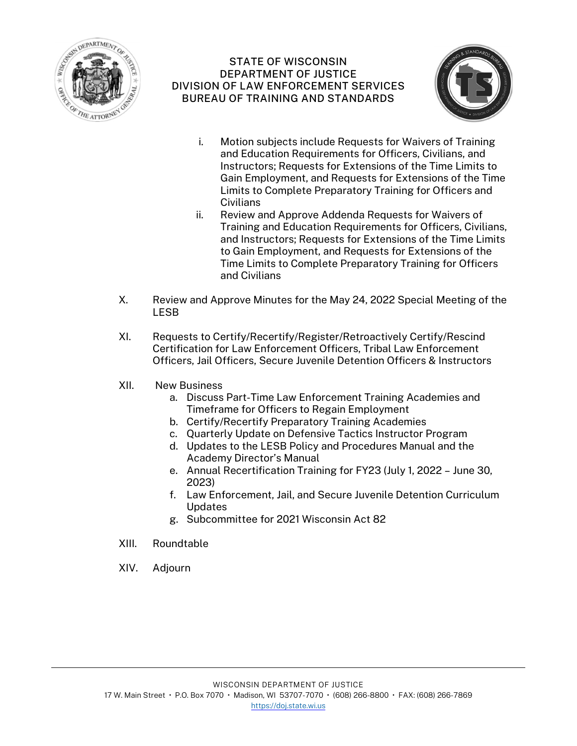STATE OF WISCONSIN
DEPARTMENT OF JUSTICE
DIVISION OF LAW ENFORCEMENT SERVICES
BUREAU OF TRAINING AND STANDARDS

i. Motion subjects include Requests for Waivers of Training and Education Requirements for Officers, Civilians, and Instructors; Requests for Extensions of the Time Limits to Gain Employment, and Requests for Extensions of the Time Limits to Complete Preparatory Training for Officers and Civilians

ii. Review and Approve Addenda Requests for Waivers of Training and Education Requirements for Officers, Civilians, and Instructors; Requests for Extensions of the Time Limits to Gain Employment, and Requests for Extensions of the Time Limits to Complete Preparatory Training for Officers and Civilians

X. Review and Approve Minutes for the May 24, 2022 Special Meeting of the LESB

XI. Requests to Certify/Recertify/Register/Retroactively Certify/Rescind Certification for Law Enforcement Officers, Tribal Law Enforcement Officers, Jail Officers, Secure Juvenile Detention Officers & Instructors

XII. New Business
   a. Discuss Part-Time Law Enforcement Training Academies and Timeframe for Officers to Regain Employment
   b. Certify/Recertify Preparatory Training Academies
   c. Quarterly Update on Defensive Tactics Instructor Program
   d. Updates to the LESB Policy and Procedures Manual and the Academy Director's Manual
   e. Annual Recertification Training for FY23 (July 1, 2022 – June 30, 2023)
   f. Law Enforcement, Jail, and Secure Juvenile Detention Curriculum Updates
   g. Subcommittee for 2021 Wisconsin Act 82

XIII. Roundtable

XIV. Adjourn

WISCONSIN DEPARTMENT OF JUSTICE
17 W. Main Street • P.O. Box 7070 • Madison, WI 53707-7070 • (608) 266-8800 • FAX: (608) 266-7869
https://doj.state.wi.us